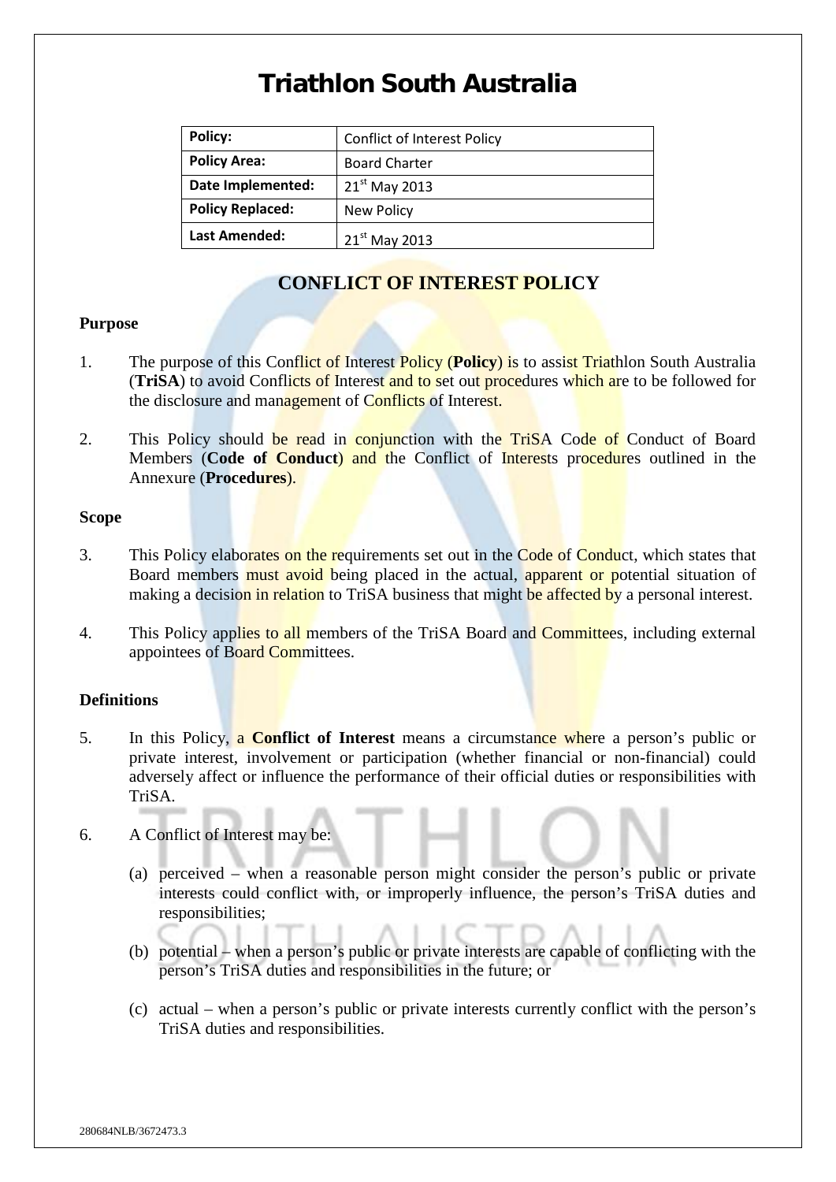# Triathlon South Australia

| Policy: | Conflict of Interest Policy |
|---|---|
| Policy Area: | Board Charter |
| Date Implemented: | 21st May 2013 |
| Policy Replaced: | New Policy |
| Last Amended: | 21st May 2013 |

## CONFLICT OF INTEREST POLICY

### Purpose

1. The purpose of this Conflict of Interest Policy (**Policy**) is to assist Triathlon South Australia (**TriSA**) to avoid Conflicts of Interest and to set out procedures which are to be followed for the disclosure and management of Conflicts of Interest.

2. This Policy should be read in conjunction with the TriSA Code of Conduct of Board Members (**Code of Conduct**) and the Conflict of Interests procedures outlined in the Annexure (**Procedures**).

### Scope

3. This Policy elaborates on the requirements set out in the Code of Conduct, which states that Board members must avoid being placed in the actual, apparent or potential situation of making a decision in relation to TriSA business that might be affected by a personal interest.

4. This Policy applies to all members of the TriSA Board and Committees, including external appointees of Board Committees.

### Definitions

5. In this Policy, a **Conflict of Interest** means a circumstance where a person's public or private interest, involvement or participation (whether financial or non-financial) could adversely affect or influence the performance of their official duties or responsibilities with TriSA.

6. A Conflict of Interest may be:

   (a) perceived – when a reasonable person might consider the person's public or private interests could conflict with, or improperly influence, the person's TriSA duties and responsibilities;

   (b) potential – when a person's public or private interests are capable of conflicting with the person's TriSA duties and responsibilities in the future; or

   (c) actual – when a person's public or private interests currently conflict with the person's TriSA duties and responsibilities.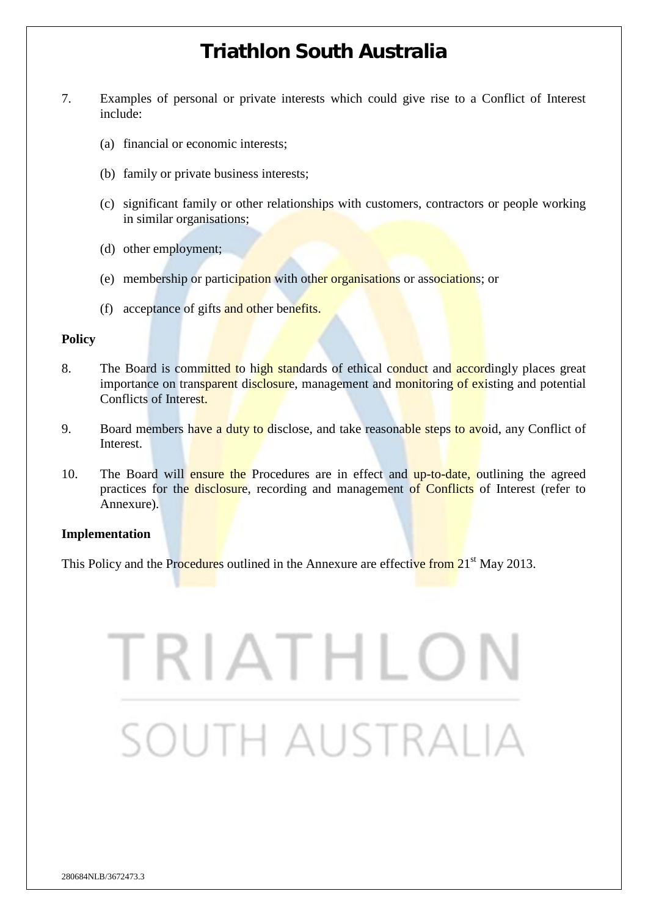7. Examples of personal or private interests which could give rise to a Conflict of Interest include:

   (a) financial or economic interests;

   (b) family or private business interests;

   (c) significant family or other relationships with customers, contractors or people working in similar organisations;

   (d) other employment;

   (e) membership or participation with other organisations or associations; or

   (f) acceptance of gifts and other benefits.

**Policy**

8. The Board is committed to high standards of ethical conduct and accordingly places great importance on transparent disclosure, management and monitoring of existing and potential Conflicts of Interest.

9. Board members have a duty to disclose, and take reasonable steps to avoid, any Conflict of Interest.

10. The Board will ensure the Procedures are in effect and up-to-date, outlining the agreed practices for the disclosure, recording and management of Conflicts of Interest (refer to Annexure).

**Implementation**

This Policy and the Procedures outlined in the Annexure are effective from 21st May 2013.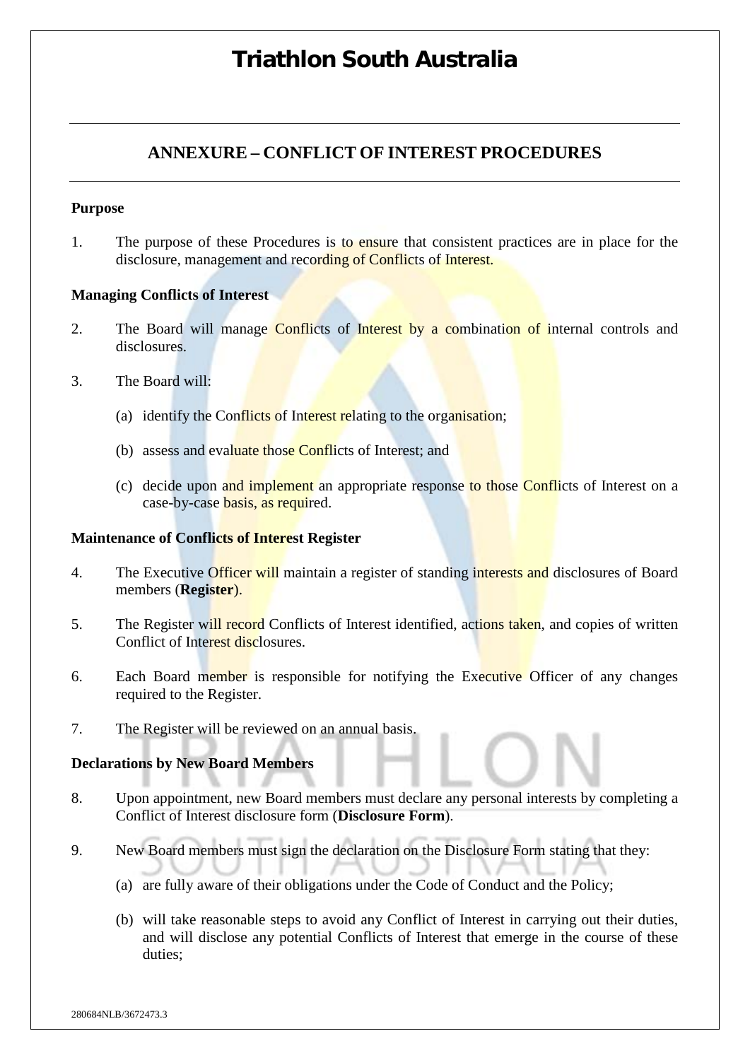# Triathlon South Australia

## ANNEXURE – CONFLICT OF INTEREST PROCEDURES

**Purpose**

1. The purpose of these Procedures is to ensure that consistent practices are in place for the disclosure, management and recording of Conflicts of Interest.

**Managing Conflicts of Interest**

2. The Board will manage Conflicts of Interest by a combination of internal controls and disclosures.

3. The Board will:

   (a) identify the Conflicts of Interest relating to the organisation;

   (b) assess and evaluate those Conflicts of Interest; and

   (c) decide upon and implement an appropriate response to those Conflicts of Interest on a case-by-case basis, as required.

**Maintenance of Conflicts of Interest Register**

4. The Executive Officer will maintain a register of standing interests and disclosures of Board members (**Register**).

5. The Register will record Conflicts of Interest identified, actions taken, and copies of written Conflict of Interest disclosures.

6. Each Board member is responsible for notifying the Executive Officer of any changes required to the Register.

7. The Register will be reviewed on an annual basis.

**Declarations by New Board Members**

8. Upon appointment, new Board members must declare any personal interests by completing a Conflict of Interest disclosure form (**Disclosure Form**).

9. New Board members must sign the declaration on the Disclosure Form stating that they:

   (a) are fully aware of their obligations under the Code of Conduct and the Policy;

   (b) will take reasonable steps to avoid any Conflict of Interest in carrying out their duties, and will disclose any potential Conflicts of Interest that emerge in the course of these duties;

280684NLB/3672473.3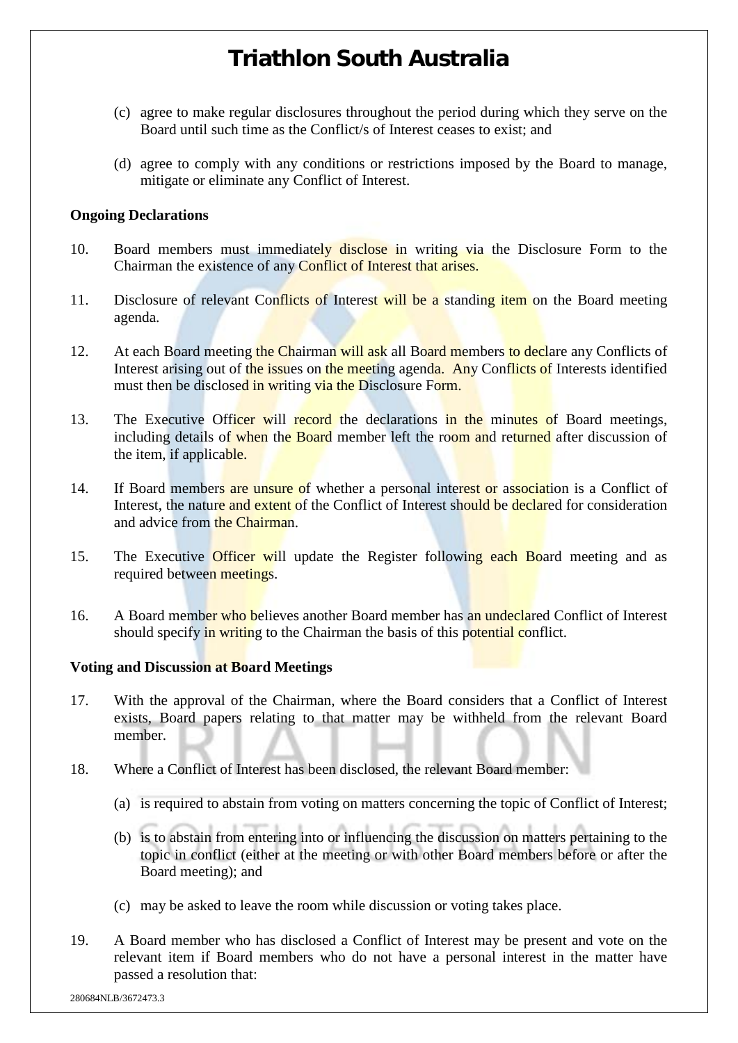(c) agree to make regular disclosures throughout the period during which they serve on the Board until such time as the Conflict/s of Interest ceases to exist; and

(d) agree to comply with any conditions or restrictions imposed by the Board to manage, mitigate or eliminate any Conflict of Interest.

**Ongoing Declarations**

10. Board members must immediately disclose in writing via the Disclosure Form to the Chairman the existence of any Conflict of Interest that arises.

11. Disclosure of relevant Conflicts of Interest will be a standing item on the Board meeting agenda.

12. At each Board meeting the Chairman will ask all Board members to declare any Conflicts of Interest arising out of the issues on the meeting agenda. Any Conflicts of Interests identified must then be disclosed in writing via the Disclosure Form.

13. The Executive Officer will record the declarations in the minutes of Board meetings, including details of when the Board member left the room and returned after discussion of the item, if applicable.

14. If Board members are unsure of whether a personal interest or association is a Conflict of Interest, the nature and extent of the Conflict of Interest should be declared for consideration and advice from the Chairman.

15. The Executive Officer will update the Register following each Board meeting and as required between meetings.

16. A Board member who believes another Board member has an undeclared Conflict of Interest should specify in writing to the Chairman the basis of this potential conflict.

**Voting and Discussion at Board Meetings**

17. With the approval of the Chairman, where the Board considers that a Conflict of Interest exists, Board papers relating to that matter may be withheld from the relevant Board member.

18. Where a Conflict of Interest has been disclosed, the relevant Board member:

(a) is required to abstain from voting on matters concerning the topic of Conflict of Interest;

(b) is to abstain from entering into or influencing the discussion on matters pertaining to the topic in conflict (either at the meeting or with other Board members before or after the Board meeting); and

(c) may be asked to leave the room while discussion or voting takes place.

19. A Board member who has disclosed a Conflict of Interest may be present and vote on the relevant item if Board members who do not have a personal interest in the matter have passed a resolution that: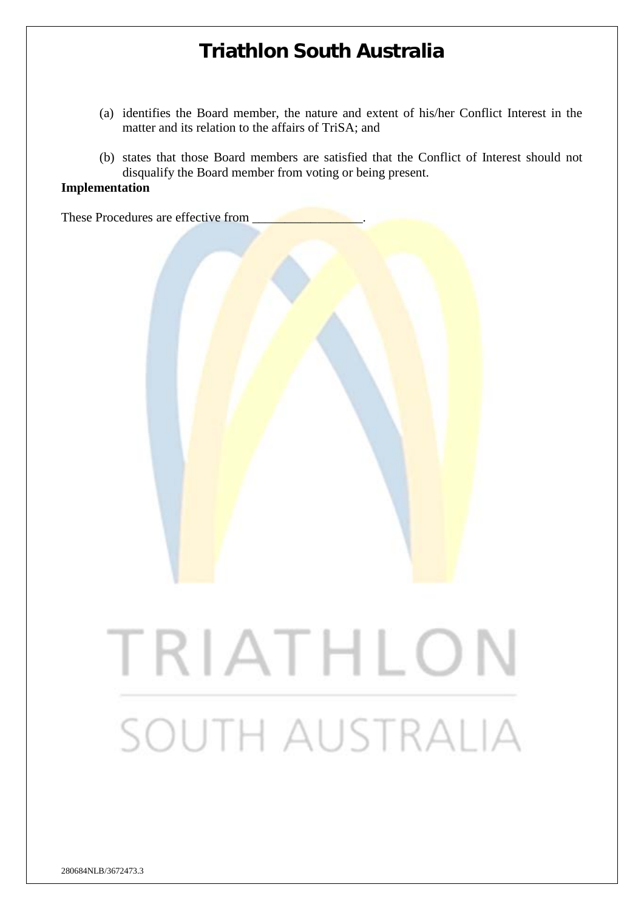(a) identifies the Board member, the nature and extent of his/her Conflict Interest in the matter and its relation to the affairs of TriSA; and

(b) states that those Board members are satisfied that the Conflict of Interest should not disqualify the Board member from voting or being present.

**Implementation**

These Procedures are effective from _________________.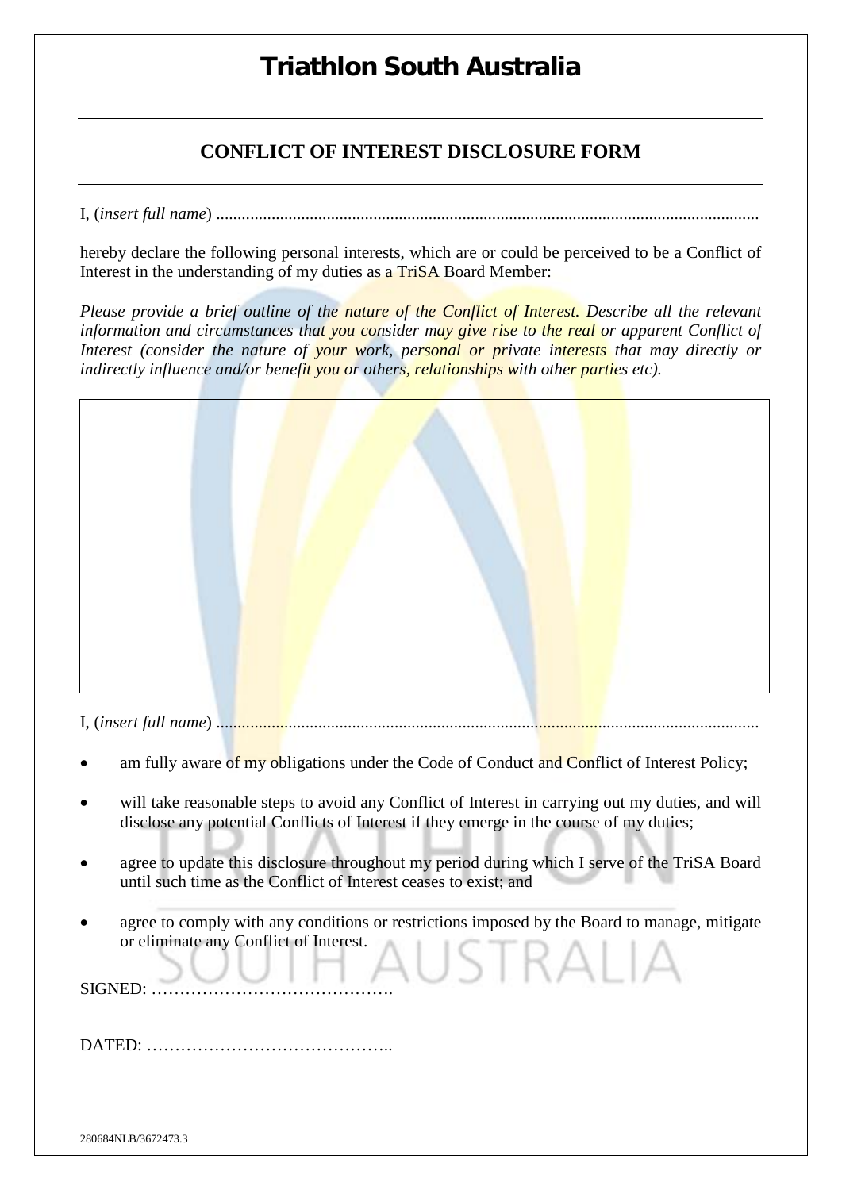# Triathlon South Australia

## CONFLICT OF INTEREST DISCLOSURE FORM

I, (*insert full name*) ..............................................................................................................................

hereby declare the following personal interests, which are or could be perceived to be a Conflict of Interest in the understanding of my duties as a TriSA Board Member:

*Please provide a brief outline of the nature of the Conflict of Interest. Describe all the relevant information and circumstances that you consider may give rise to the real or apparent Conflict of Interest (consider the nature of your work, personal or private interests that may directly or indirectly influence and/or benefit you or others, relationships with other parties etc).*

| |
|---|
| |

I, (*insert full name*) ..............................................................................................................................

- am fully aware of my obligations under the Code of Conduct and Conflict of Interest Policy;
- will take reasonable steps to avoid any Conflict of Interest in carrying out my duties, and will disclose any potential Conflicts of Interest if they emerge in the course of my duties;
- agree to update this disclosure throughout my period during which I serve of the TriSA Board until such time as the Conflict of Interest ceases to exist; and
- agree to comply with any conditions or restrictions imposed by the Board to manage, mitigate or eliminate any Conflict of Interest.

SIGNED: …………………………………….

DATED: ……………………………………..

280684NLB/3672473.3